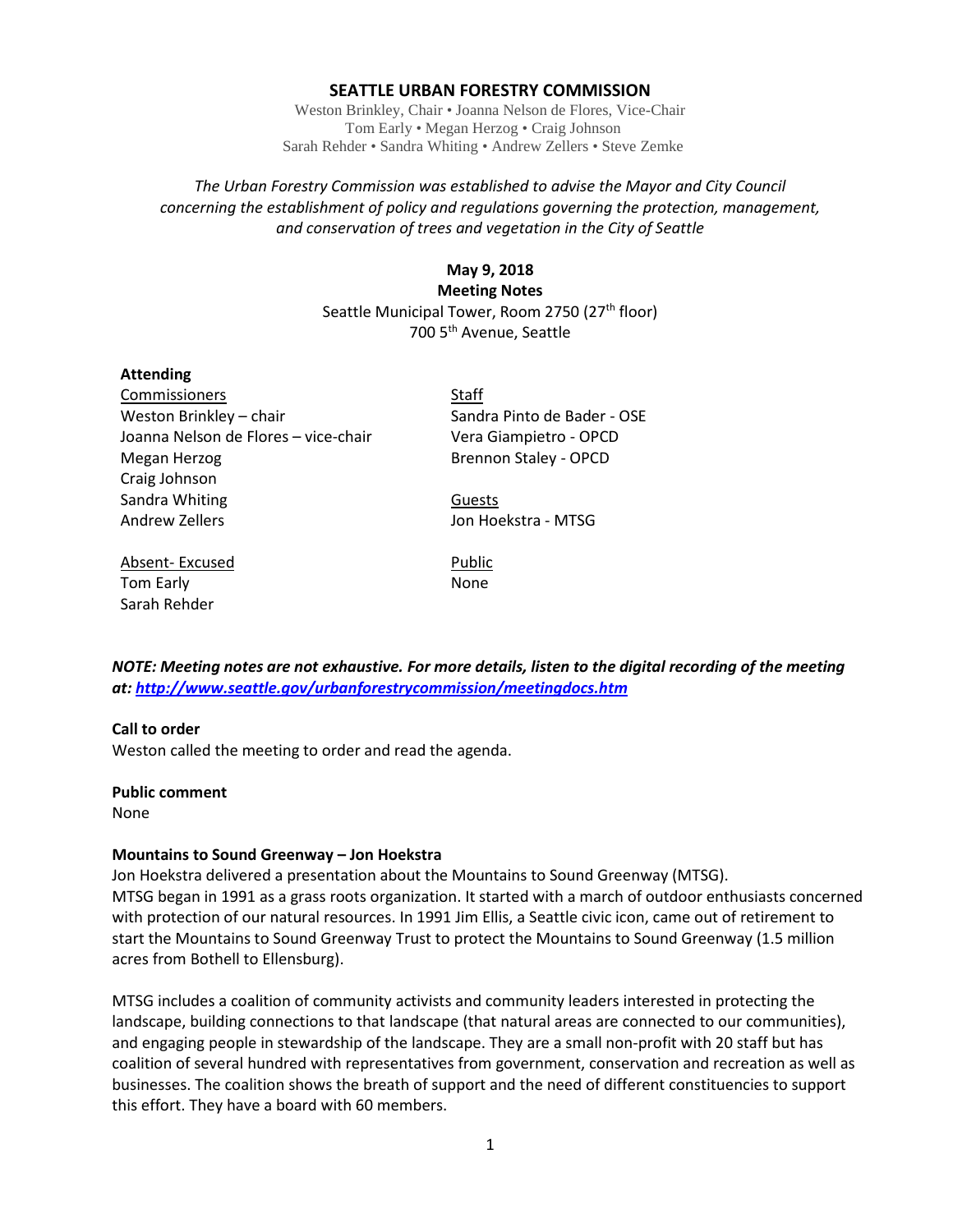# SEATTLE URBAN FORESTRY COMMISSION

Weston Brinkley, Chair • Joanna Nelson de Flores, Vice-Chair
Tom Early • Megan Herzog • Craig Johnson
Sarah Rehder • Sandra Whiting • Andrew Zellers • Steve Zemke

*The Urban Forestry Commission was established to advise the Mayor and City Council concerning the establishment of policy and regulations governing the protection, management, and conservation of trees and vegetation in the City of Seattle*

**May 9, 2018**
**Meeting Notes**
Seattle Municipal Tower, Room 2750 (27th floor)
700 5th Avenue, Seattle

**Attending**

Commissioners
Weston Brinkley – chair
Joanna Nelson de Flores – vice-chair
Megan Herzog
Craig Johnson
Sandra Whiting
Andrew Zellers

Absent- Excused
Tom Early
Sarah Rehder

Staff
Sandra Pinto de Bader - OSE
Vera Giampietro - OPCD
Brennon Staley - OPCD

Guests
Jon Hoekstra - MTSG

Public
None

***NOTE: Meeting notes are not exhaustive. For more details, listen to the digital recording of the meeting at: [http://www.seattle.gov/urbanforestrycommission/meetingdocs.htm](http://www.seattle.gov/urbanforestrycommission/meetingdocs.htm)***

**Call to order**
Weston called the meeting to order and read the agenda.

**Public comment**
None

**Mountains to Sound Greenway – Jon Hoekstra**
Jon Hoekstra delivered a presentation about the Mountains to Sound Greenway (MTSG).
MTSG began in 1991 as a grass roots organization. It started with a march of outdoor enthusiasts concerned with protection of our natural resources. In 1991 Jim Ellis, a Seattle civic icon, came out of retirement to start the Mountains to Sound Greenway Trust to protect the Mountains to Sound Greenway (1.5 million acres from Bothell to Ellensburg).

MTSG includes a coalition of community activists and community leaders interested in protecting the landscape, building connections to that landscape (that natural areas are connected to our communities), and engaging people in stewardship of the landscape. They are a small non-profit with 20 staff but has coalition of several hundred with representatives from government, conservation and recreation as well as businesses. The coalition shows the breath of support and the need of different constituencies to support this effort. They have a board with 60 members.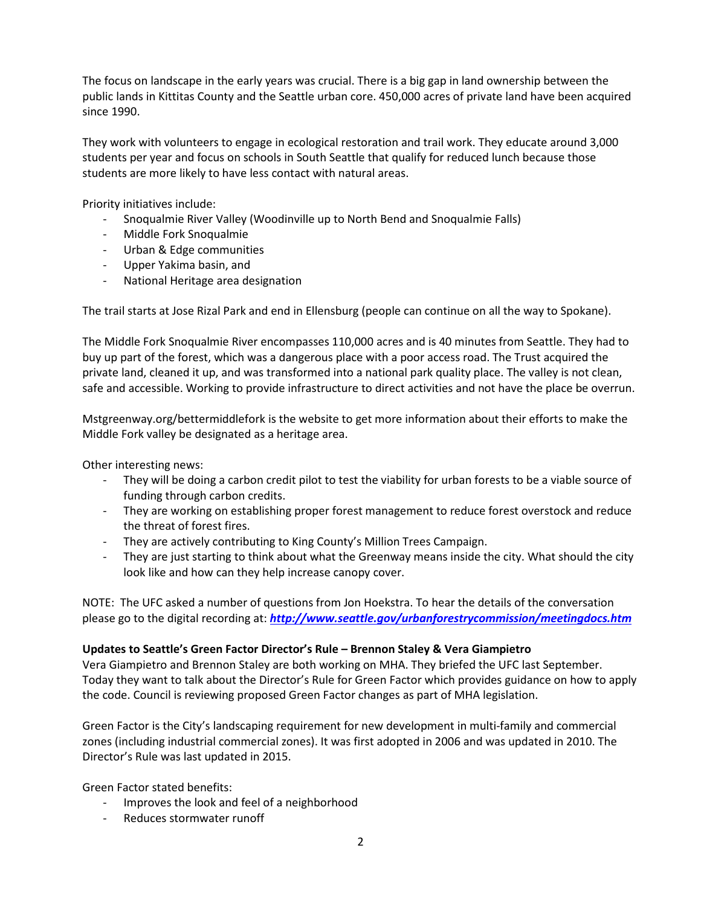The focus on landscape in the early years was crucial. There is a big gap in land ownership between the public lands in Kittitas County and the Seattle urban core. 450,000 acres of private land have been acquired since 1990.

They work with volunteers to engage in ecological restoration and trail work. They educate around 3,000 students per year and focus on schools in South Seattle that qualify for reduced lunch because those students are more likely to have less contact with natural areas.

Priority initiatives include:

- Snoqualmie River Valley (Woodinville up to North Bend and Snoqualmie Falls)
- Middle Fork Snoqualmie
- Urban & Edge communities
- Upper Yakima basin, and
- National Heritage area designation

The trail starts at Jose Rizal Park and end in Ellensburg (people can continue on all the way to Spokane).

The Middle Fork Snoqualmie River encompasses 110,000 acres and is 40 minutes from Seattle. They had to buy up part of the forest, which was a dangerous place with a poor access road. The Trust acquired the private land, cleaned it up, and was transformed into a national park quality place. The valley is not clean, safe and accessible. Working to provide infrastructure to direct activities and not have the place be overrun.

Mstgreenway.org/bettermiddlefork is the website to get more information about their efforts to make the Middle Fork valley be designated as a heritage area.

Other interesting news:

- They will be doing a carbon credit pilot to test the viability for urban forests to be a viable source of funding through carbon credits.
- They are working on establishing proper forest management to reduce forest overstock and reduce the threat of forest fires.
- They are actively contributing to King County's Million Trees Campaign.
- They are just starting to think about what the Greenway means inside the city. What should the city look like and how can they help increase canopy cover.

NOTE: The UFC asked a number of questions from Jon Hoekstra. To hear the details of the conversation please go to the digital recording at: ***http://www.seattle.gov/urbanforestrycommission/meetingdocs.htm***

**Updates to Seattle's Green Factor Director's Rule – Brennon Staley & Vera Giampietro**

Vera Giampietro and Brennon Staley are both working on MHA. They briefed the UFC last September. Today they want to talk about the Director's Rule for Green Factor which provides guidance on how to apply the code. Council is reviewing proposed Green Factor changes as part of MHA legislation.

Green Factor is the City's landscaping requirement for new development in multi-family and commercial zones (including industrial commercial zones). It was first adopted in 2006 and was updated in 2010. The Director's Rule was last updated in 2015.

Green Factor stated benefits:

- Improves the look and feel of a neighborhood
- Reduces stormwater runoff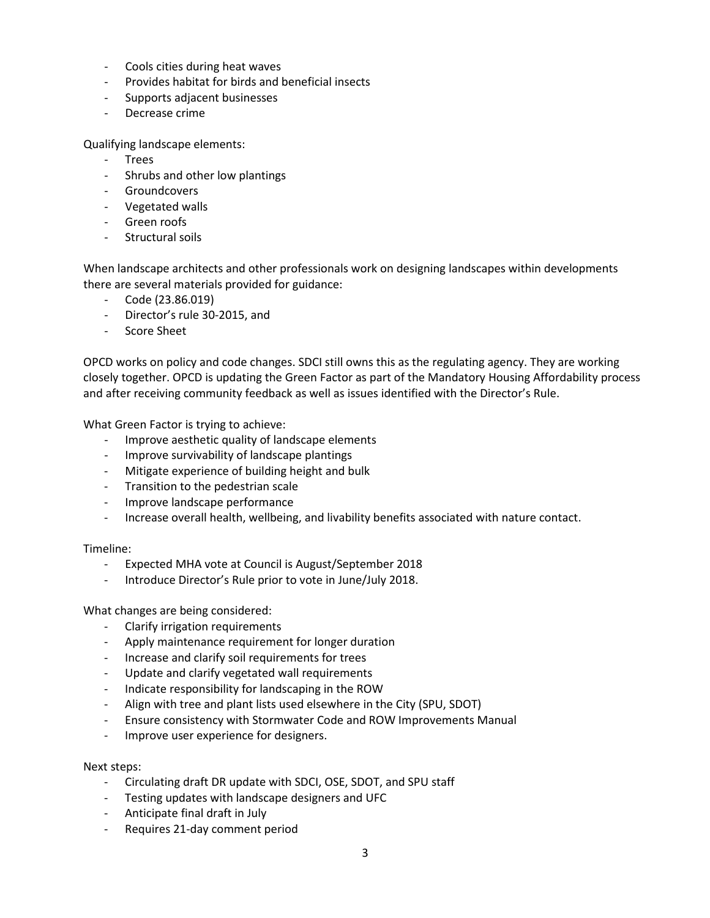- Cools cities during heat waves
- Provides habitat for birds and beneficial insects
- Supports adjacent businesses
- Decrease crime

Qualifying landscape elements:

- Trees
- Shrubs and other low plantings
- Groundcovers
- Vegetated walls
- Green roofs
- Structural soils

When landscape architects and other professionals work on designing landscapes within developments there are several materials provided for guidance:

- Code (23.86.019)
- Director's rule 30-2015, and
- Score Sheet

OPCD works on policy and code changes. SDCI still owns this as the regulating agency. They are working closely together. OPCD is updating the Green Factor as part of the Mandatory Housing Affordability process and after receiving community feedback as well as issues identified with the Director's Rule.

What Green Factor is trying to achieve:

- Improve aesthetic quality of landscape elements
- Improve survivability of landscape plantings
- Mitigate experience of building height and bulk
- Transition to the pedestrian scale
- Improve landscape performance
- Increase overall health, wellbeing, and livability benefits associated with nature contact.

Timeline:

- Expected MHA vote at Council is August/September 2018
- Introduce Director's Rule prior to vote in June/July 2018.

What changes are being considered:

- Clarify irrigation requirements
- Apply maintenance requirement for longer duration
- Increase and clarify soil requirements for trees
- Update and clarify vegetated wall requirements
- Indicate responsibility for landscaping in the ROW
- Align with tree and plant lists used elsewhere in the City (SPU, SDOT)
- Ensure consistency with Stormwater Code and ROW Improvements Manual
- Improve user experience for designers.

Next steps:

- Circulating draft DR update with SDCI, OSE, SDOT, and SPU staff
- Testing updates with landscape designers and UFC
- Anticipate final draft in July
- Requires 21-day comment period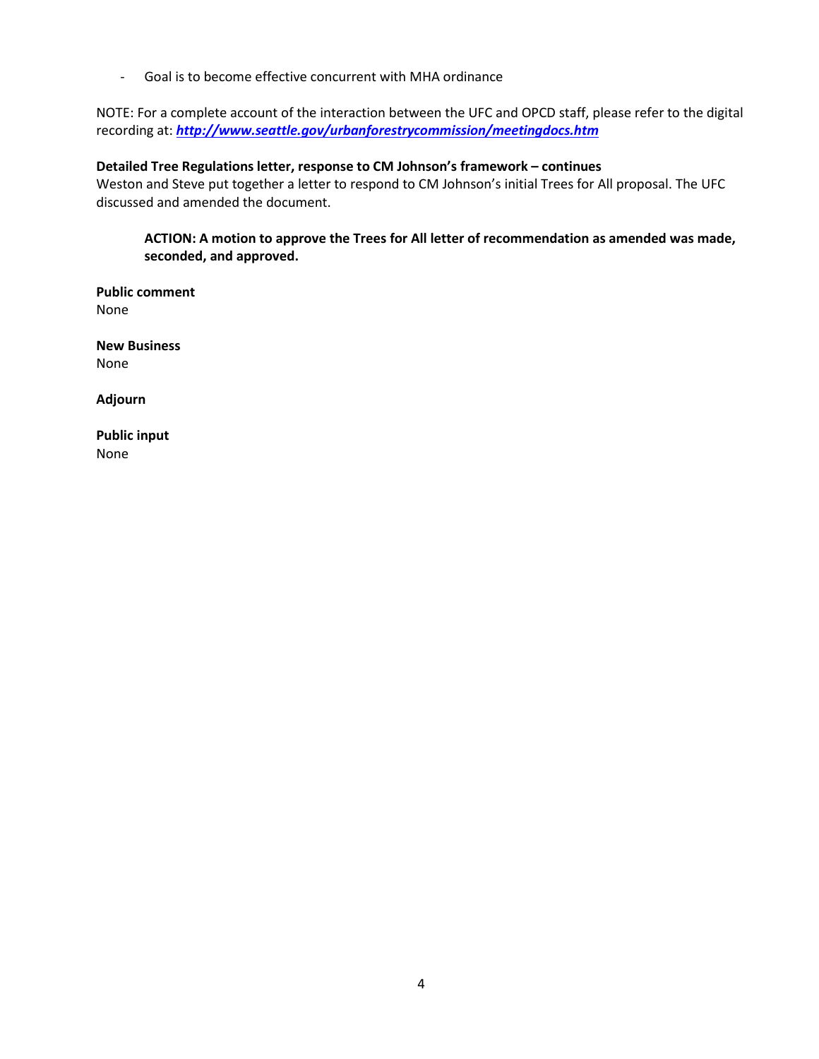- Goal is to become effective concurrent with MHA ordinance

NOTE: For a complete account of the interaction between the UFC and OPCD staff, please refer to the digital recording at: ***http://www.seattle.gov/urbanforestrycommission/meetingdocs.htm***

**Detailed Tree Regulations letter, response to CM Johnson's framework – continues**
Weston and Steve put together a letter to respond to CM Johnson's initial Trees for All proposal. The UFC discussed and amended the document.

> **ACTION: A motion to approve the Trees for All letter of recommendation as amended was made, seconded, and approved.**

**Public comment**
None

**New Business**
None

**Adjourn**

**Public input**
None